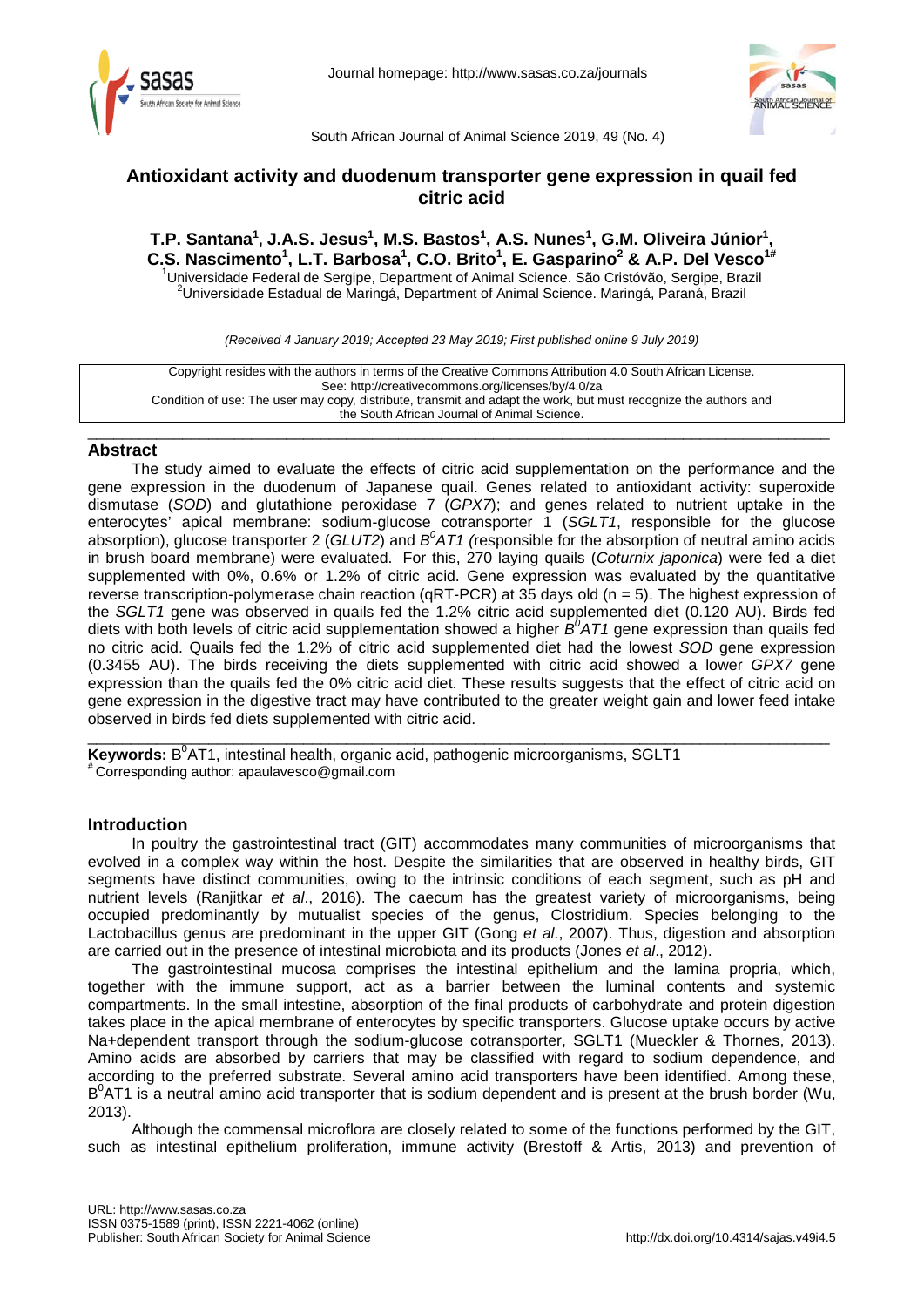# Antioxidant activity and duodenum transporter gene expression in quail fed citric acid

**T.P. Santana[1], J.A.S. Jesus[1], M.S. Bastos[1], A.S. Nunes[1], G.M. Oliveira Júnior[1], C.S. Nascimento[1], L.T. Barbosa[1], C.O. Brito[1], E. Gasparino[2] & A.P. Del Vesco[1#]**

[1]Universidade Federal de Sergipe, Department of Animal Science. São Cristóvão, Sergipe, Brazil
[2]Universidade Estadual de Maringá, Department of Animal Science. Maringá, Paraná, Brazil

*(Received 4 January 2019; Accepted 23 May 2019; First published online 9 July 2019)*

Copyright resides with the authors in terms of the Creative Commons Attribution 4.0 South African License.
See: http://creativecommons.org/licenses/by/4.0/za
Condition of use: The user may copy, distribute, transmit and adapt the work, but must recognize the authors and the South African Journal of Animal Science.

## Abstract

The study aimed to evaluate the effects of citric acid supplementation on the performance and the gene expression in the duodenum of Japanese quail. Genes related to antioxidant activity: superoxide dismutase (*SOD*) and glutathione peroxidase 7 (*GPX7*); and genes related to nutrient uptake in the enterocytes' apical membrane: sodium-glucose cotransporter 1 (*SGLT1*, responsible for the glucose absorption), glucose transporter 2 (*GLUT2*) and *$B^0AT1$ (*responsible for the absorption of neutral amino acids in brush board membrane) were evaluated. For this, 270 laying quails (*Coturnix japonica*) were fed a diet supplemented with 0%, 0.6% or 1.2% of citric acid. Gene expression was evaluated by the quantitative reverse transcription-polymerase chain reaction (qRT-PCR) at 35 days old (n = 5). The highest expression of the *SGLT1* gene was observed in quails fed the 1.2% citric acid supplemented diet (0.120 AU). Birds fed diets with both levels of citric acid supplementation showed a higher *$B^0AT1$* gene expression than quails fed no citric acid. Quails fed the 1.2% of citric acid supplemented diet had the lowest *SOD* gene expression (0.3455 AU). The birds receiving the diets supplemented with citric acid showed a lower *GPX7* gene expression than the quails fed the 0% citric acid diet. These results suggests that the effect of citric acid on gene expression in the digestive tract may have contributed to the greater weight gain and lower feed intake observed in birds fed diets supplemented with citric acid.

**Keywords:** $B^0$AT1, intestinal health, organic acid, pathogenic microorganisms, SGLT1

[#] Corresponding author: apaulavesco@gmail.com

## Introduction

In poultry the gastrointestinal tract (GIT) accommodates many communities of microorganisms that evolved in a complex way within the host. Despite the similarities that are observed in healthy birds, GIT segments have distinct communities, owing to the intrinsic conditions of each segment, such as pH and nutrient levels (Ranjitkar *et al*., 2016). The caecum has the greatest variety of microorganisms, being occupied predominantly by mutualist species of the genus, Clostridium. Species belonging to the Lactobacillus genus are predominant in the upper GIT (Gong *et al*., 2007). Thus, digestion and absorption are carried out in the presence of intestinal microbiota and its products (Jones *et al*., 2012).

The gastrointestinal mucosa comprises the intestinal epithelium and the lamina propria, which, together with the immune support, act as a barrier between the luminal contents and systemic compartments. In the small intestine, absorption of the final products of carbohydrate and protein digestion takes place in the apical membrane of enterocytes by specific transporters. Glucose uptake occurs by active Na+dependent transport through the sodium-glucose cotransporter, SGLT1 (Mueckler & Thornes, 2013). Amino acids are absorbed by carriers that may be classified with regard to sodium dependence, and according to the preferred substrate. Several amino acid transporters have been identified. Among these, $B^0$AT1 is a neutral amino acid transporter that is sodium dependent and is present at the brush border (Wu, 2013).

Although the commensal microflora are closely related to some of the functions performed by the GIT, such as intestinal epithelium proliferation, immune activity (Brestoff & Artis, 2013) and prevention of

URL: http://www.sasas.co.za
ISSN 0375-1589 (print), ISSN 2221-4062 (online)
Publisher: South African Society for Animal Science

http://dx.doi.org/10.4314/sajas.v49i4.5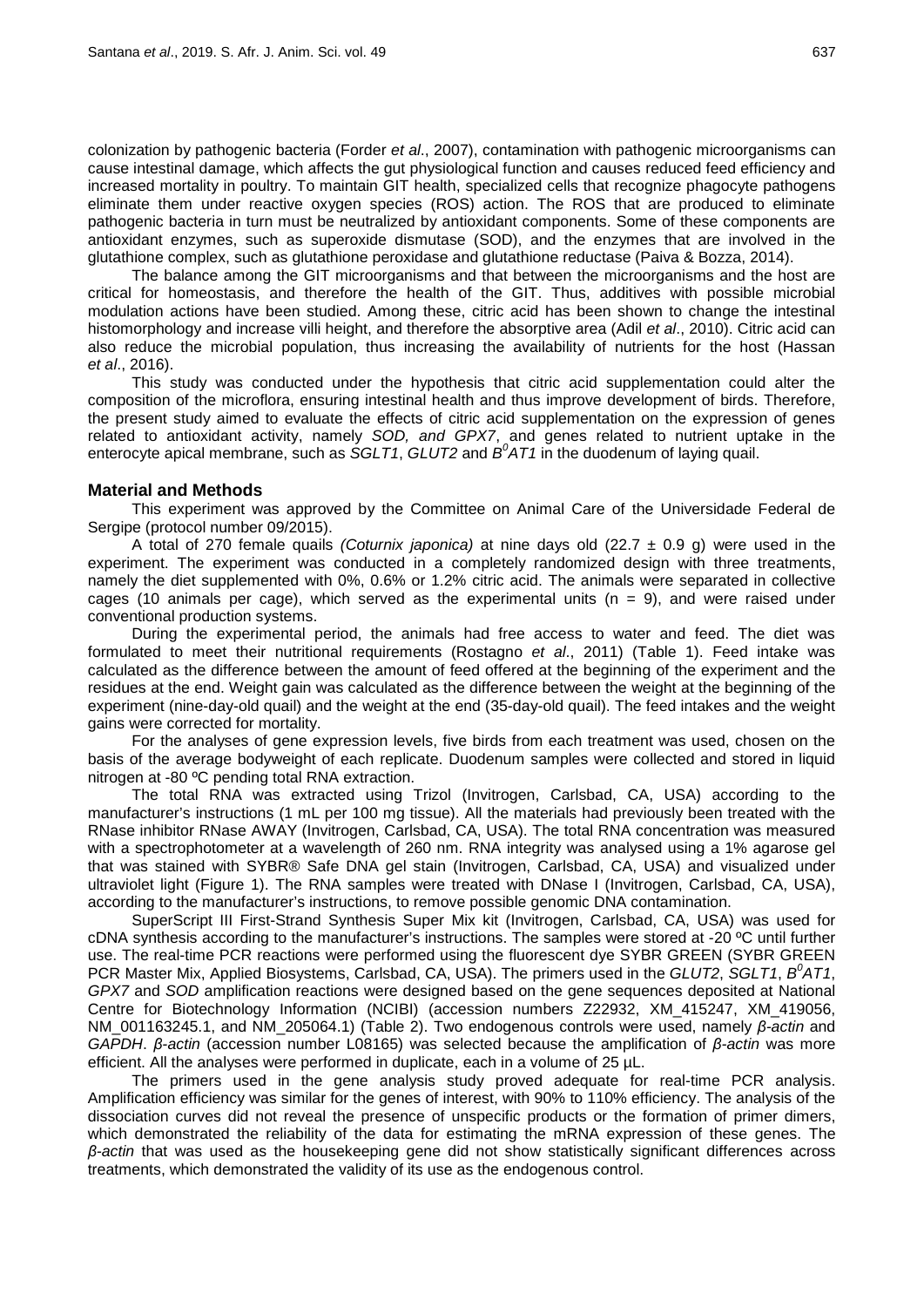colonization by pathogenic bacteria (Forder *et al*., 2007), contamination with pathogenic microorganisms can cause intestinal damage, which affects the gut physiological function and causes reduced feed efficiency and increased mortality in poultry. To maintain GIT health, specialized cells that recognize phagocyte pathogens eliminate them under reactive oxygen species (ROS) action. The ROS that are produced to eliminate pathogenic bacteria in turn must be neutralized by antioxidant components. Some of these components are antioxidant enzymes, such as superoxide dismutase (SOD), and the enzymes that are involved in the glutathione complex, such as glutathione peroxidase and glutathione reductase (Paiva & Bozza, 2014).

The balance among the GIT microorganisms and that between the microorganisms and the host are critical for homeostasis, and therefore the health of the GIT. Thus, additives with possible microbial modulation actions have been studied. Among these, citric acid has been shown to change the intestinal histomorphology and increase villi height, and therefore the absorptive area (Adil *et al*., 2010). Citric acid can also reduce the microbial population, thus increasing the availability of nutrients for the host (Hassan *et al*., 2016).

This study was conducted under the hypothesis that citric acid supplementation could alter the composition of the microflora, ensuring intestinal health and thus improve development of birds. Therefore, the present study aimed to evaluate the effects of citric acid supplementation on the expression of genes related to antioxidant activity, namely *SOD, and GPX7*, and genes related to nutrient uptake in the enterocyte apical membrane, such as *SGLT1*, *GLUT2* and *$B^0AT1$* in the duodenum of laying quail.

## Material and Methods

This experiment was approved by the Committee on Animal Care of the Universidade Federal de Sergipe (protocol number 09/2015).

A total of 270 female quails *(Coturnix japonica)* at nine days old (22.7 ± 0.9 g) were used in the experiment. The experiment was conducted in a completely randomized design with three treatments, namely the diet supplemented with 0%, 0.6% or 1.2% citric acid. The animals were separated in collective cages (10 animals per cage), which served as the experimental units (n = 9), and were raised under conventional production systems.

During the experimental period, the animals had free access to water and feed. The diet was formulated to meet their nutritional requirements (Rostagno *et al*., 2011) (Table 1). Feed intake was calculated as the difference between the amount of feed offered at the beginning of the experiment and the residues at the end. Weight gain was calculated as the difference between the weight at the beginning of the experiment (nine-day-old quail) and the weight at the end (35-day-old quail). The feed intakes and the weight gains were corrected for mortality.

For the analyses of gene expression levels, five birds from each treatment was used, chosen on the basis of the average bodyweight of each replicate. Duodenum samples were collected and stored in liquid nitrogen at -80 ºC pending total RNA extraction.

The total RNA was extracted using Trizol (Invitrogen, Carlsbad, CA, USA) according to the manufacturer's instructions (1 mL per 100 mg tissue). All the materials had previously been treated with the RNase inhibitor RNase AWAY (Invitrogen, Carlsbad, CA, USA). The total RNA concentration was measured with a spectrophotometer at a wavelength of 260 nm. RNA integrity was analysed using a 1% agarose gel that was stained with SYBR® Safe DNA gel stain (Invitrogen, Carlsbad, CA, USA) and visualized under ultraviolet light (Figure 1). The RNA samples were treated with DNase I (Invitrogen, Carlsbad, CA, USA), according to the manufacturer's instructions, to remove possible genomic DNA contamination.

SuperScript III First-Strand Synthesis Super Mix kit (Invitrogen, Carlsbad, CA, USA) was used for cDNA synthesis according to the manufacturer's instructions. The samples were stored at -20 ºC until further use. The real-time PCR reactions were performed using the fluorescent dye SYBR GREEN (SYBR GREEN PCR Master Mix, Applied Biosystems, Carlsbad, CA, USA). The primers used in the *GLUT2*, *SGLT1*, *$B^0AT1$*, *GPX7* and *SOD* amplification reactions were designed based on the gene sequences deposited at National Centre for Biotechnology Information (NCIBI) (accession numbers Z22932, XM_415247, XM_419056, NM_001163245.1, and NM_205064.1) (Table 2). Two endogenous controls were used, namely *β-actin* and *GAPDH*. *β-actin* (accession number L08165) was selected because the amplification of *β-actin* was more efficient. All the analyses were performed in duplicate, each in a volume of 25 µL.

The primers used in the gene analysis study proved adequate for real-time PCR analysis. Amplification efficiency was similar for the genes of interest, with 90% to 110% efficiency. The analysis of the dissociation curves did not reveal the presence of unspecific products or the formation of primer dimers, which demonstrated the reliability of the data for estimating the mRNA expression of these genes. The *β-actin* that was used as the housekeeping gene did not show statistically significant differences across treatments, which demonstrated the validity of its use as the endogenous control.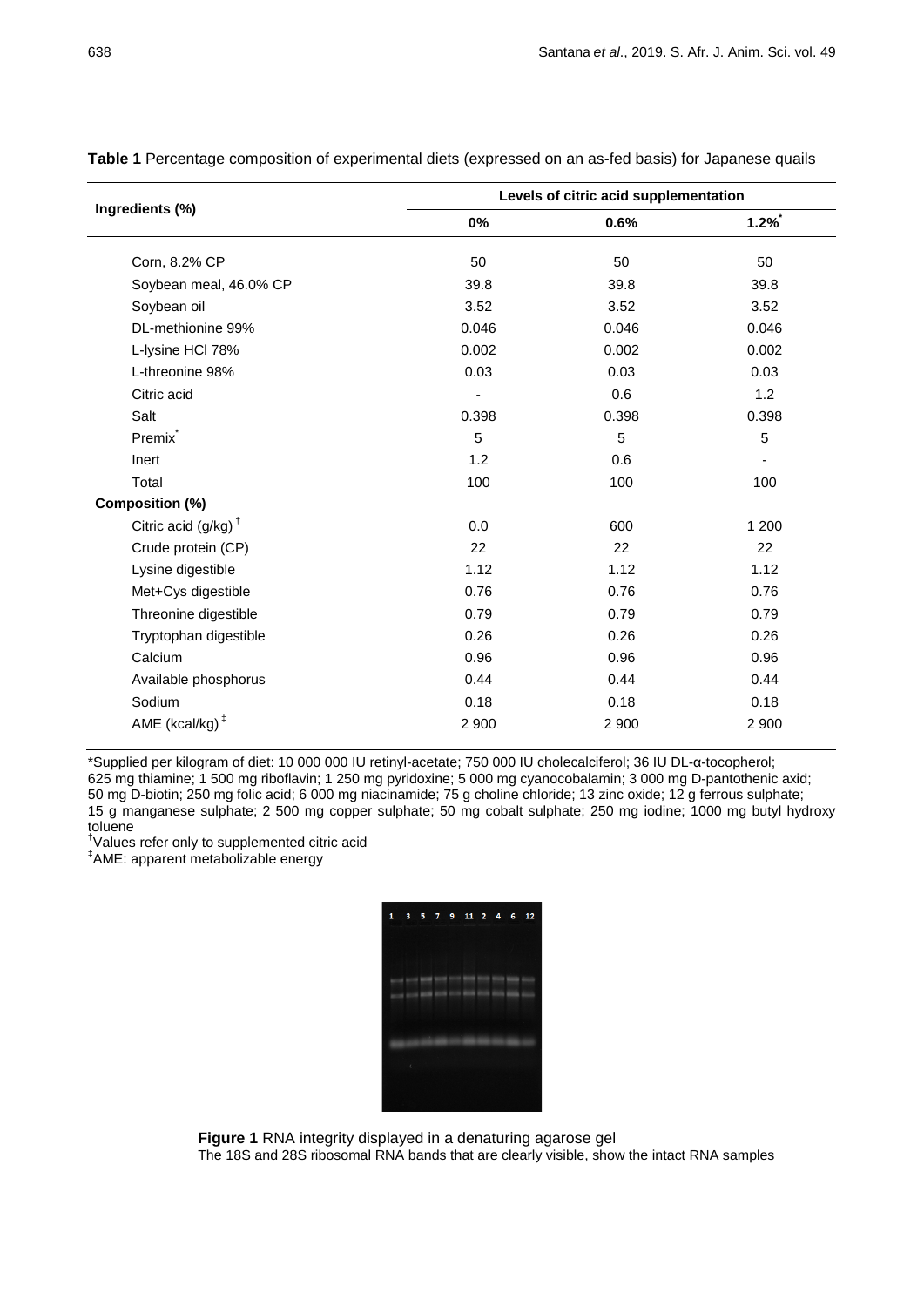**Table 1** Percentage composition of experimental diets (expressed on an as-fed basis) for Japanese quails

| Ingredients (%) | Levels of citric acid supplementation | | |
|---|---|---|---|
| | 0% | 0.6% | 1.2%* |
| Corn, 8.2% CP | 50 | 50 | 50 |
| Soybean meal, 46.0% CP | 39.8 | 39.8 | 39.8 |
| Soybean oil | 3.52 | 3.52 | 3.52 |
| DL-methionine 99% | 0.046 | 0.046 | 0.046 |
| L-lysine HCl 78% | 0.002 | 0.002 | 0.002 |
| L-threonine 98% | 0.03 | 0.03 | 0.03 |
| Citric acid | - | 0.6 | 1.2 |
| Salt | 0.398 | 0.398 | 0.398 |
| Premix* | 5 | 5 | 5 |
| Inert | 1.2 | 0.6 | - |
| Total | 100 | 100 | 100 |
| **Composition (%)** | | | |
| Citric acid (g/kg)[†] | 0.0 | 600 | 1 200 |
| Crude protein (CP) | 22 | 22 | 22 |
| Lysine digestible | 1.12 | 1.12 | 1.12 |
| Met+Cys digestible | 0.76 | 0.76 | 0.76 |
| Threonine digestible | 0.79 | 0.79 | 0.79 |
| Tryptophan digestible | 0.26 | 0.26 | 0.26 |
| Calcium | 0.96 | 0.96 | 0.96 |
| Available phosphorus | 0.44 | 0.44 | 0.44 |
| Sodium | 0.18 | 0.18 | 0.18 |
| AME (kcal/kg)[‡] | 2 900 | 2 900 | 2 900 |

*Supplied per kilogram of diet: 10 000 000 IU retinyl-acetate; 750 000 IU cholecalciferol; 36 IU DL-α-tocopherol; 625 mg thiamine; 1 500 mg riboflavin; 1 250 mg pyridoxine; 5 000 mg cyanocobalamin; 3 000 mg D-pantothenic axid; 50 mg D-biotin; 250 mg folic acid; 6 000 mg niacinamide; 75 g choline chloride; 13 zinc oxide; 12 g ferrous sulphate; 15 g manganese sulphate; 2 500 mg copper sulphate; 50 mg cobalt sulphate; 250 mg iodine; 1000 mg butyl hydroxy toluene

[†]Values refer only to supplemented citric acid

[‡]AME: apparent metabolizable energy

**Figure 1** RNA integrity displayed in a denaturing agarose gel
The 18S and 28S ribosomal RNA bands that are clearly visible, show the intact RNA samples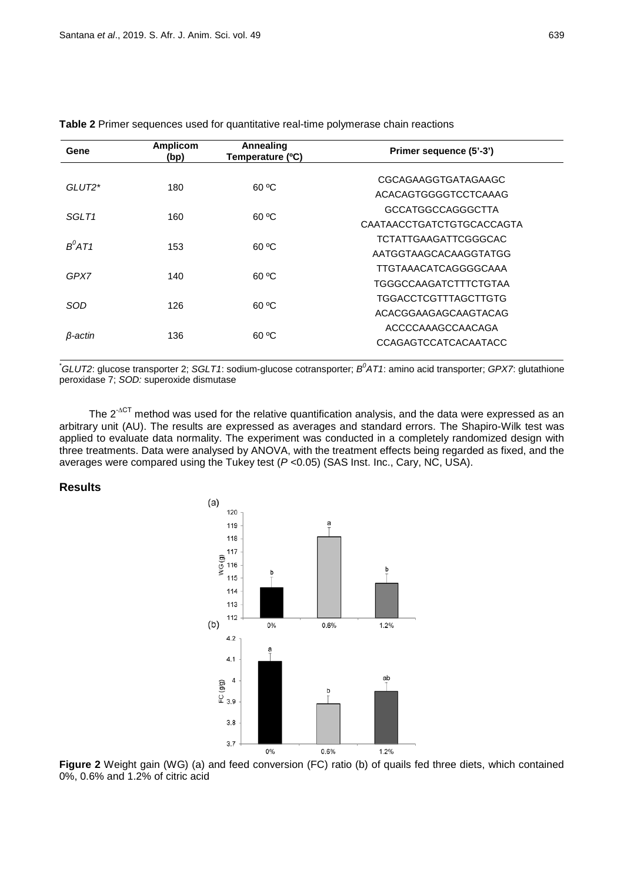**Table 2** Primer sequences used for quantitative real-time polymerase chain reactions

| Gene | Amplicom (bp) | Annealing Temperature (ºC) | Primer sequence (5'-3') |
|---|---|---|---|
| *GLUT2*\* | 180 | 60 ºC | CGCAGAAGGTGATAGAAGC<br>ACACAGTGGGGTCCTCAAAG |
| *SGLT1* | 160 | 60 ºC | GCCATGGCCAGGGCTTA<br>CAATAACCTGATCTGTGCACCAGTA |
| $B^0AT1$ | 153 | 60 ºC | TCTATTGAAGATTCGGGCAC<br>AATGGTAAGCACAAGGTATGG |
| *GPX7* | 140 | 60 ºC | TTGTAAACATCAGGGGCAAA<br>TGGGCCAAGATCTTTCTGTAA |
| *SOD* | 126 | 60 ºC | TGGACCTCGTTTAGCTTGTG<br>ACACGGAAGAGCAAGTACAG |
| *β-actin* | 136 | 60 ºC | ACCCCAAAGCCAACAGA<br>CCAGAGTCCATCACAATACC |

\**GLUT2*: glucose transporter 2; *SGLT1*: sodium-glucose cotransporter; $B^0AT1$: amino acid transporter; *GPX7*: glutathione peroxidase 7; *SOD:* superoxide dismutase

The $2^{-\Delta CT}$ method was used for the relative quantification analysis, and the data were expressed as an arbitrary unit (AU). The results are expressed as averages and standard errors. The Shapiro-Wilk test was applied to evaluate data normality. The experiment was conducted in a completely randomized design with three treatments. Data were analysed by ANOVA, with the treatment effects being regarded as fixed, and the averages were compared using the Tukey test ($P$ <0.05) (SAS Inst. Inc., Cary, NC, USA).

## Results

**Figure 2** Weight gain (WG) (a) and feed conversion (FC) ratio (b) of quails fed three diets, which contained 0%, 0.6% and 1.2% of citric acid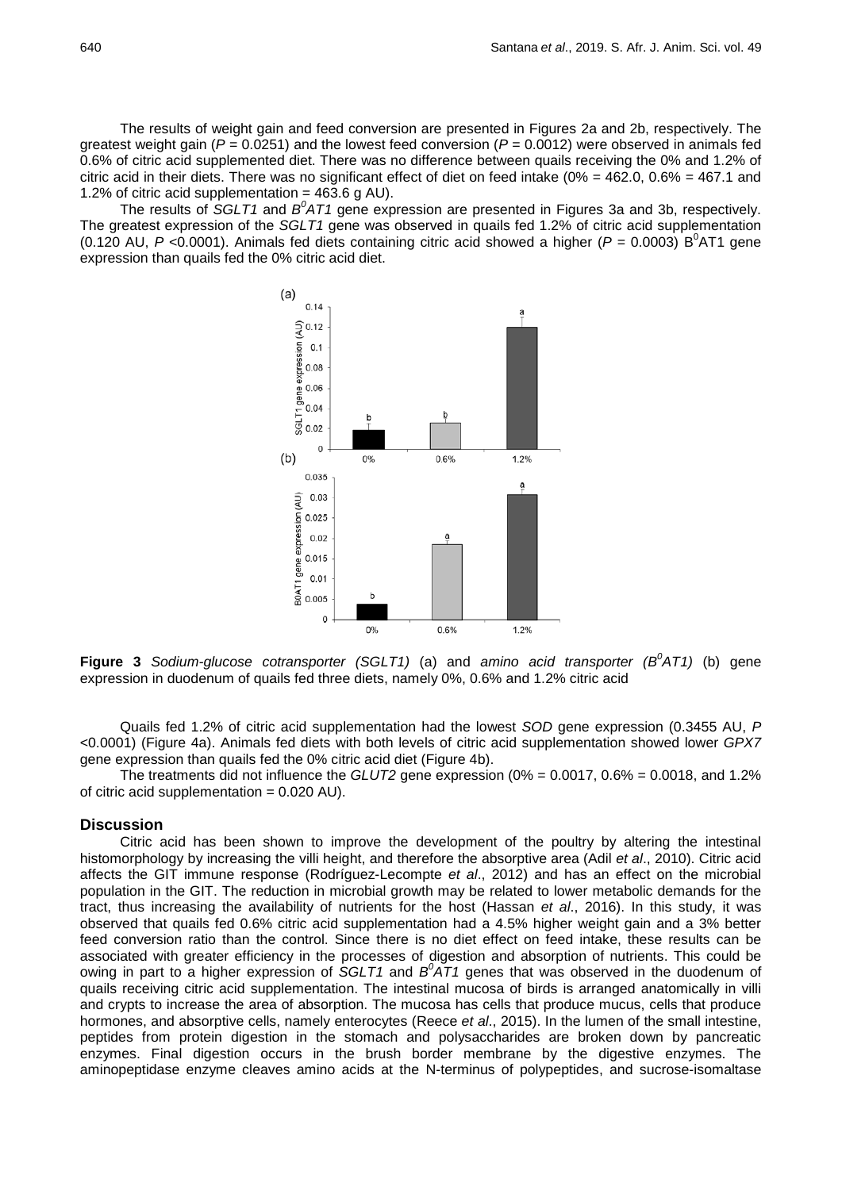The results of weight gain and feed conversion are presented in Figures 2a and 2b, respectively. The greatest weight gain ($P$ = 0.0251) and the lowest feed conversion ($P$ = 0.0012) were observed in animals fed 0.6% of citric acid supplemented diet. There was no difference between quails receiving the 0% and 1.2% of citric acid in their diets. There was no significant effect of diet on feed intake (0% = 462.0, 0.6% = 467.1 and 1.2% of citric acid supplementation = 463.6 g AU).

The results of *SGLT1* and *$B^0AT1$* gene expression are presented in Figures 3a and 3b, respectively. The greatest expression of the *SGLT1* gene was observed in quails fed 1.2% of citric acid supplementation (0.120 AU, $P$ <0.0001). Animals fed diets containing citric acid showed a higher ($P$ = 0.0003) $B^0$AT1 gene expression than quails fed the 0% citric acid diet.

**Figure 3** *Sodium-glucose cotransporter (SGLT1)* (a) and *amino acid transporter ($B^0AT1$)* (b) gene expression in duodenum of quails fed three diets, namely 0%, 0.6% and 1.2% citric acid

Quails fed 1.2% of citric acid supplementation had the lowest *SOD* gene expression (0.3455 AU, $P$ <0.0001) (Figure 4a). Animals fed diets with both levels of citric acid supplementation showed lower *GPX7* gene expression than quails fed the 0% citric acid diet (Figure 4b).

The treatments did not influence the *GLUT2* gene expression (0% = 0.0017, 0.6% = 0.0018, and 1.2% of citric acid supplementation = 0.020 AU).

## Discussion

Citric acid has been shown to improve the development of the poultry by altering the intestinal histomorphology by increasing the villi height, and therefore the absorptive area (Adil *et al*., 2010). Citric acid affects the GIT immune response (Rodríguez-Lecompte *et al*., 2012) and has an effect on the microbial population in the GIT. The reduction in microbial growth may be related to lower metabolic demands for the tract, thus increasing the availability of nutrients for the host (Hassan *et al*., 2016). In this study, it was observed that quails fed 0.6% citric acid supplementation had a 4.5% higher weight gain and a 3% better feed conversion ratio than the control. Since there is no diet effect on feed intake, these results can be associated with greater efficiency in the processes of digestion and absorption of nutrients. This could be owing in part to a higher expression of *SGLT1* and *$B^0AT1$* genes that was observed in the duodenum of quails receiving citric acid supplementation. The intestinal mucosa of birds is arranged anatomically in villi and crypts to increase the area of absorption. The mucosa has cells that produce mucus, cells that produce hormones, and absorptive cells, namely enterocytes (Reece *et al*., 2015). In the lumen of the small intestine, peptides from protein digestion in the stomach and polysaccharides are broken down by pancreatic enzymes. Final digestion occurs in the brush border membrane by the digestive enzymes. The aminopeptidase enzyme cleaves amino acids at the N-terminus of polypeptides, and sucrose-isomaltase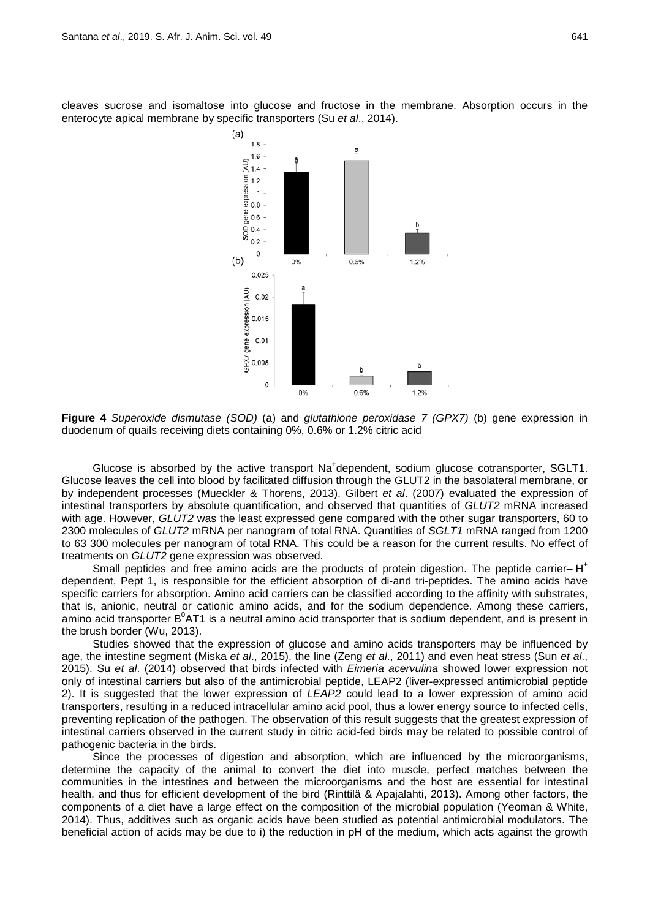cleaves sucrose and isomaltose into glucose and fructose in the membrane. Absorption occurs in the enterocyte apical membrane by specific transporters (Su *et al*., 2014).

**Figure 4** *Superoxide dismutase (SOD)* (a) and *glutathione peroxidase 7 (GPX7)* (b) gene expression in duodenum of quails receiving diets containing 0%, 0.6% or 1.2% citric acid

Glucose is absorbed by the active transport $Na^+$dependent, sodium glucose cotransporter, SGLT1. Glucose leaves the cell into blood by facilitated diffusion through the GLUT2 in the basolateral membrane, or by independent processes (Mueckler & Thorens, 2013). Gilbert *et al*. (2007) evaluated the expression of intestinal transporters by absolute quantification, and observed that quantities of *GLUT2* mRNA increased with age. However, *GLUT2* was the least expressed gene compared with the other sugar transporters, 60 to 2300 molecules of *GLUT2* mRNA per nanogram of total RNA. Quantities of *SGLT1* mRNA ranged from 1200 to 63 300 molecules per nanogram of total RNA. This could be a reason for the current results. No effect of treatments on *GLUT2* gene expression was observed.

Small peptides and free amino acids are the products of protein digestion. The peptide carrier– $H^+$ dependent, Pept 1, is responsible for the efficient absorption of di-and tri-peptides. The amino acids have specific carriers for absorption. Amino acid carriers can be classified according to the affinity with substrates, that is, anionic, neutral or cationic amino acids, and for the sodium dependence. Among these carriers, amino acid transporter $B^0AT1$ is a neutral amino acid transporter that is sodium dependent, and is present in the brush border (Wu, 2013).

Studies showed that the expression of glucose and amino acids transporters may be influenced by age, the intestine segment (Miska *et al*., 2015), the line (Zeng *et al*., 2011) and even heat stress (Sun *et al*., 2015). Su *et al*. (2014) observed that birds infected with *Eimeria acervulina* showed lower expression not only of intestinal carriers but also of the antimicrobial peptide, LEAP2 (liver-expressed antimicrobial peptide 2). It is suggested that the lower expression of *LEAP2* could lead to a lower expression of amino acid transporters, resulting in a reduced intracellular amino acid pool, thus a lower energy source to infected cells, preventing replication of the pathogen. The observation of this result suggests that the greatest expression of intestinal carriers observed in the current study in citric acid-fed birds may be related to possible control of pathogenic bacteria in the birds.

Since the processes of digestion and absorption, which are influenced by the microorganisms, determine the capacity of the animal to convert the diet into muscle, perfect matches between the communities in the intestines and between the microorganisms and the host are essential for intestinal health, and thus for efficient development of the bird (Rinttilä & Apajalahti, 2013). Among other factors, the components of a diet have a large effect on the composition of the microbial population (Yeoman & White, 2014). Thus, additives such as organic acids have been studied as potential antimicrobial modulators. The beneficial action of acids may be due to i) the reduction in pH of the medium, which acts against the growth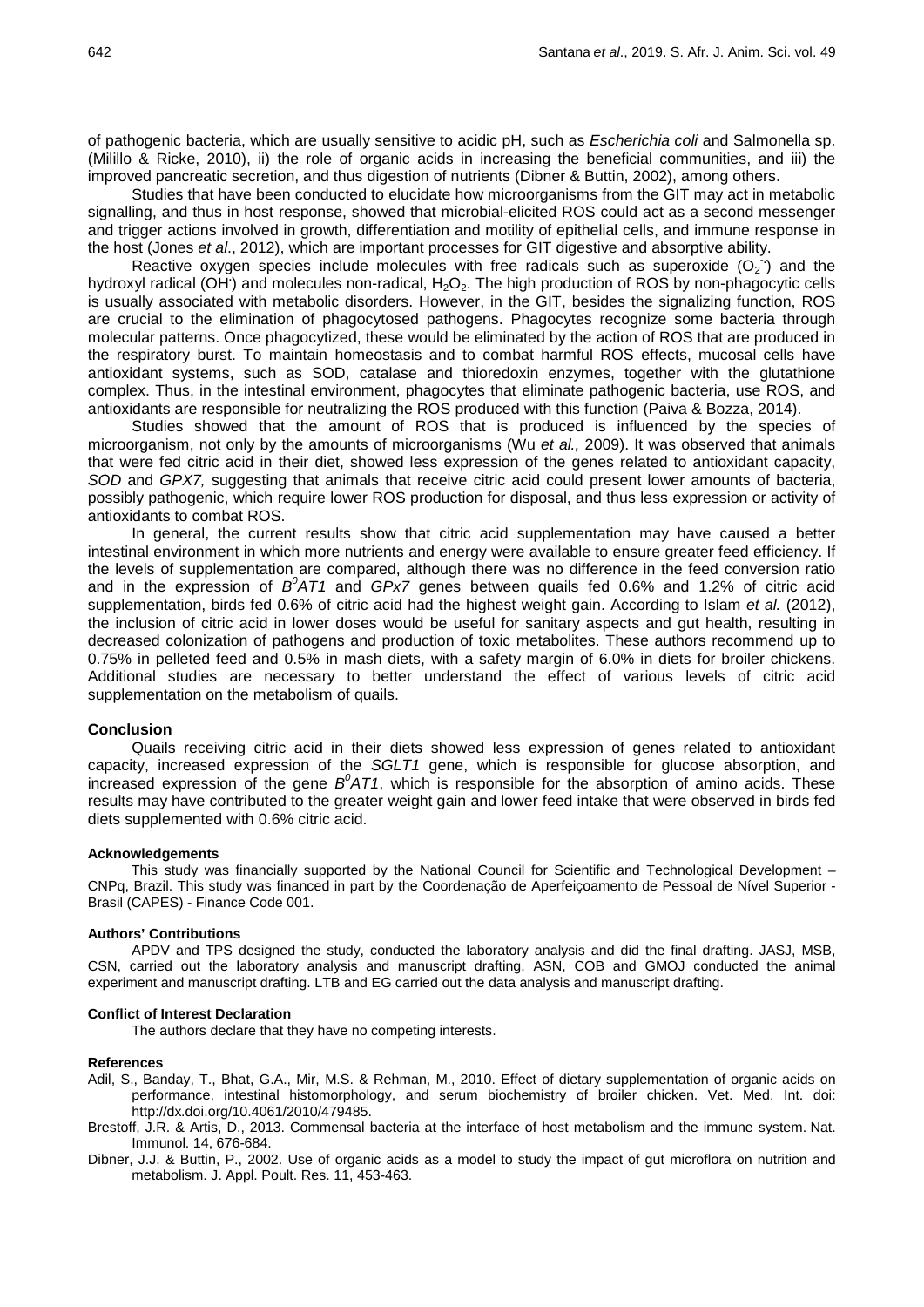of pathogenic bacteria, which are usually sensitive to acidic pH, such as *Escherichia coli* and Salmonella sp. (Milillo & Ricke, 2010), ii) the role of organic acids in increasing the beneficial communities, and iii) the improved pancreatic secretion, and thus digestion of nutrients (Dibner & Buttin, 2002), among others.

Studies that have been conducted to elucidate how microorganisms from the GIT may act in metabolic signalling, and thus in host response, showed that microbial-elicited ROS could act as a second messenger and trigger actions involved in growth, differentiation and motility of epithelial cells, and immune response in the host (Jones *et al*., 2012), which are important processes for GIT digestive and absorptive ability.

Reactive oxygen species include molecules with free radicals such as superoxide ($O_2^{\cdot-}$) and the hydroxyl radical ($OH^{\cdot}$) and molecules non-radical, $H_2O_2$. The high production of ROS by non-phagocytic cells is usually associated with metabolic disorders. However, in the GIT, besides the signalizing function, ROS are crucial to the elimination of phagocytosed pathogens. Phagocytes recognize some bacteria through molecular patterns. Once phagocytized, these would be eliminated by the action of ROS that are produced in the respiratory burst. To maintain homeostasis and to combat harmful ROS effects, mucosal cells have antioxidant systems, such as SOD, catalase and thioredoxin enzymes, together with the glutathione complex. Thus, in the intestinal environment, phagocytes that eliminate pathogenic bacteria, use ROS, and antioxidants are responsible for neutralizing the ROS produced with this function (Paiva & Bozza, 2014).

Studies showed that the amount of ROS that is produced is influenced by the species of microorganism, not only by the amounts of microorganisms (Wu *et al.,* 2009). It was observed that animals that were fed citric acid in their diet, showed less expression of the genes related to antioxidant capacity, *SOD* and *GPX7,* suggesting that animals that receive citric acid could present lower amounts of bacteria, possibly pathogenic, which require lower ROS production for disposal, and thus less expression or activity of antioxidants to combat ROS.

In general, the current results show that citric acid supplementation may have caused a better intestinal environment in which more nutrients and energy were available to ensure greater feed efficiency. If the levels of supplementation are compared, although there was no difference in the feed conversion ratio and in the expression of $B^0AT1$ and *GPx7* genes between quails fed 0.6% and 1.2% of citric acid supplementation, birds fed 0.6% of citric acid had the highest weight gain. According to Islam *et al.* (2012), the inclusion of citric acid in lower doses would be useful for sanitary aspects and gut health, resulting in decreased colonization of pathogens and production of toxic metabolites. These authors recommend up to 0.75% in pelleted feed and 0.5% in mash diets, with a safety margin of 6.0% in diets for broiler chickens. Additional studies are necessary to better understand the effect of various levels of citric acid supplementation on the metabolism of quails.

## Conclusion

Quails receiving citric acid in their diets showed less expression of genes related to antioxidant capacity, increased expression of the *SGLT1* gene, which is responsible for glucose absorption, and increased expression of the gene $B^0AT1$, which is responsible for the absorption of amino acids. These results may have contributed to the greater weight gain and lower feed intake that were observed in birds fed diets supplemented with 0.6% citric acid.

#### Acknowledgements

This study was financially supported by the National Council for Scientific and Technological Development – CNPq, Brazil. This study was financed in part by the Coordenação de Aperfeiçoamento de Pessoal de Nível Superior - Brasil (CAPES) - Finance Code 001.

#### Authors' Contributions

APDV and TPS designed the study, conducted the laboratory analysis and did the final drafting. JASJ, MSB, CSN, carried out the laboratory analysis and manuscript drafting. ASN, COB and GMOJ conducted the animal experiment and manuscript drafting. LTB and EG carried out the data analysis and manuscript drafting.

#### Conflict of Interest Declaration

The authors declare that they have no competing interests.

#### References

Adil, S., Banday, T., Bhat, G.A., Mir, M.S. & Rehman, M., 2010. Effect of dietary supplementation of organic acids on performance, intestinal histomorphology, and serum biochemistry of broiler chicken. Vet. Med. Int. doi: http://dx.doi.org/10.4061/2010/479485.

Brestoff, J.R. & Artis, D., 2013. Commensal bacteria at the interface of host metabolism and the immune system. Nat. Immunol. 14, 676-684.

Dibner, J.J. & Buttin, P., 2002. Use of organic acids as a model to study the impact of gut microflora on nutrition and metabolism. J. Appl. Poult. Res. 11, 453-463.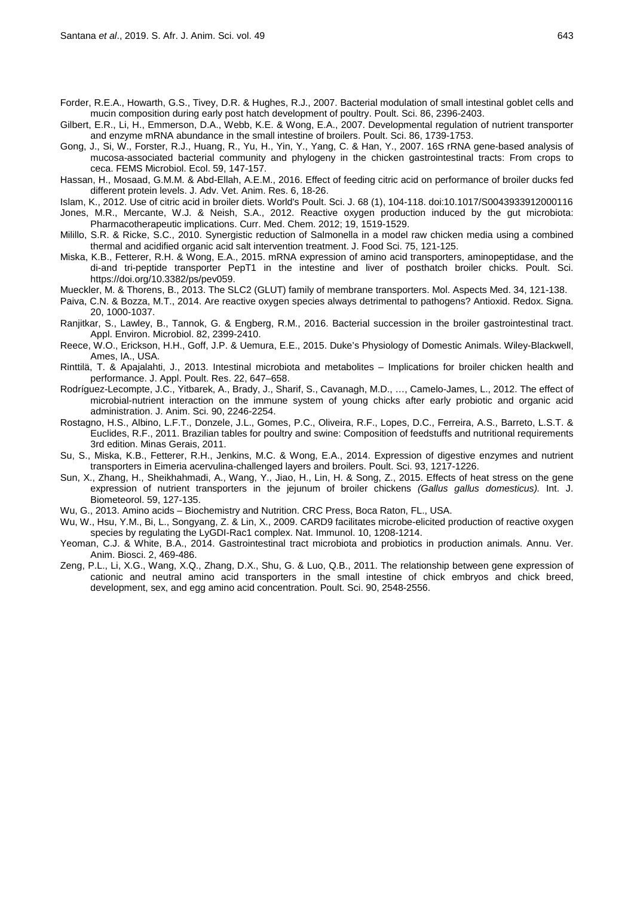Forder, R.E.A., Howarth, G.S., Tivey, D.R. & Hughes, R.J., 2007. Bacterial modulation of small intestinal goblet cells and mucin composition during early post hatch development of poultry. Poult. Sci. 86, 2396-2403.

Gilbert, E.R., Li, H., Emmerson, D.A., Webb, K.E. & Wong, E.A., 2007. Developmental regulation of nutrient transporter and enzyme mRNA abundance in the small intestine of broilers. Poult. Sci. 86, 1739-1753.

Gong, J., Si, W., Forster, R.J., Huang, R., Yu, H., Yin, Y., Yang, C. & Han, Y., 2007. 16S rRNA gene-based analysis of mucosa-associated bacterial community and phylogeny in the chicken gastrointestinal tracts: From crops to ceca. FEMS Microbiol. Ecol. 59, 147-157.

Hassan, H., Mosaad, G.M.M. & Abd-Ellah, A.E.M., 2016. Effect of feeding citric acid on performance of broiler ducks fed different protein levels. J. Adv. Vet. Anim. Res. 6, 18-26.

Islam, K., 2012. Use of citric acid in broiler diets. World's Poult. Sci. J. 68 (1), 104-118. doi:10.1017/S0043933912000116

Jones, M.R., Mercante, W.J. & Neish, S.A., 2012. Reactive oxygen production induced by the gut microbiota: Pharmacotherapeutic implications. Curr. Med. Chem. 2012; 19, 1519-1529.

Milillo, S.R. & Ricke, S.C., 2010. Synergistic reduction of Salmonella in a model raw chicken media using a combined thermal and acidified organic acid salt intervention treatment. J. Food Sci. 75, 121-125.

Miska, K.B., Fetterer, R.H. & Wong, E.A., 2015. mRNA expression of amino acid transporters, aminopeptidase, and the di-and tri-peptide transporter PepT1 in the intestine and liver of posthatch broiler chicks. Poult. Sci. https://doi.org/10.3382/ps/pev059.

Mueckler, M. & Thorens, B., 2013. The SLC2 (GLUT) family of membrane transporters. Mol. Aspects Med. 34, 121-138.

Paiva, C.N. & Bozza, M.T., 2014. Are reactive oxygen species always detrimental to pathogens? Antioxid. Redox. Signa. 20, 1000-1037.

Ranjitkar, S., Lawley, B., Tannok, G. & Engberg, R.M., 2016. Bacterial succession in the broiler gastrointestinal tract. Appl. Environ. Microbiol. 82, 2399-2410.

Reece, W.O., Erickson, H.H., Goff, J.P. & Uemura, E.E., 2015. Duke's Physiology of Domestic Animals. Wiley-Blackwell, Ames, IA., USA.

Rinttilä, T. & Apajalahti, J., 2013. Intestinal microbiota and metabolites – Implications for broiler chicken health and performance. J. Appl. Poult. Res. 22, 647–658.

Rodríguez-Lecompte, J.C., Yitbarek, A., Brady, J., Sharif, S., Cavanagh, M.D., …, Camelo-James, L., 2012. The effect of microbial-nutrient interaction on the immune system of young chicks after early probiotic and organic acid administration. J. Anim. Sci. 90, 2246-2254.

Rostagno, H.S., Albino, L.F.T., Donzele, J.L., Gomes, P.C., Oliveira, R.F., Lopes, D.C., Ferreira, A.S., Barreto, L.S.T. & Euclides, R.F., 2011. Brazilian tables for poultry and swine: Composition of feedstuffs and nutritional requirements 3rd edition. Minas Gerais, 2011.

Su, S., Miska, K.B., Fetterer, R.H., Jenkins, M.C. & Wong, E.A., 2014. Expression of digestive enzymes and nutrient transporters in Eimeria acervulina-challenged layers and broilers. Poult. Sci. 93, 1217-1226.

Sun, X., Zhang, H., Sheikhahmadi, A., Wang, Y., Jiao, H., Lin, H. & Song, Z., 2015. Effects of heat stress on the gene expression of nutrient transporters in the jejunum of broiler chickens *(Gallus gallus domesticus).* Int. J. Biometeorol. 59, 127-135.

Wu, G., 2013. Amino acids – Biochemistry and Nutrition. CRC Press, Boca Raton, FL., USA.

Wu, W., Hsu, Y.M., Bi, L., Songyang, Z. & Lin, X., 2009. CARD9 facilitates microbe-elicited production of reactive oxygen species by regulating the LyGDI-Rac1 complex. Nat. Immunol. 10, 1208-1214.

Yeoman, C.J. & White, B.A., 2014. Gastrointestinal tract microbiota and probiotics in production animals. Annu. Ver. Anim. Biosci. 2, 469-486.

Zeng, P.L., Li, X.G., Wang, X.Q., Zhang, D.X., Shu, G. & Luo, Q.B., 2011. The relationship between gene expression of cationic and neutral amino acid transporters in the small intestine of chick embryos and chick breed, development, sex, and egg amino acid concentration. Poult. Sci. 90, 2548-2556.